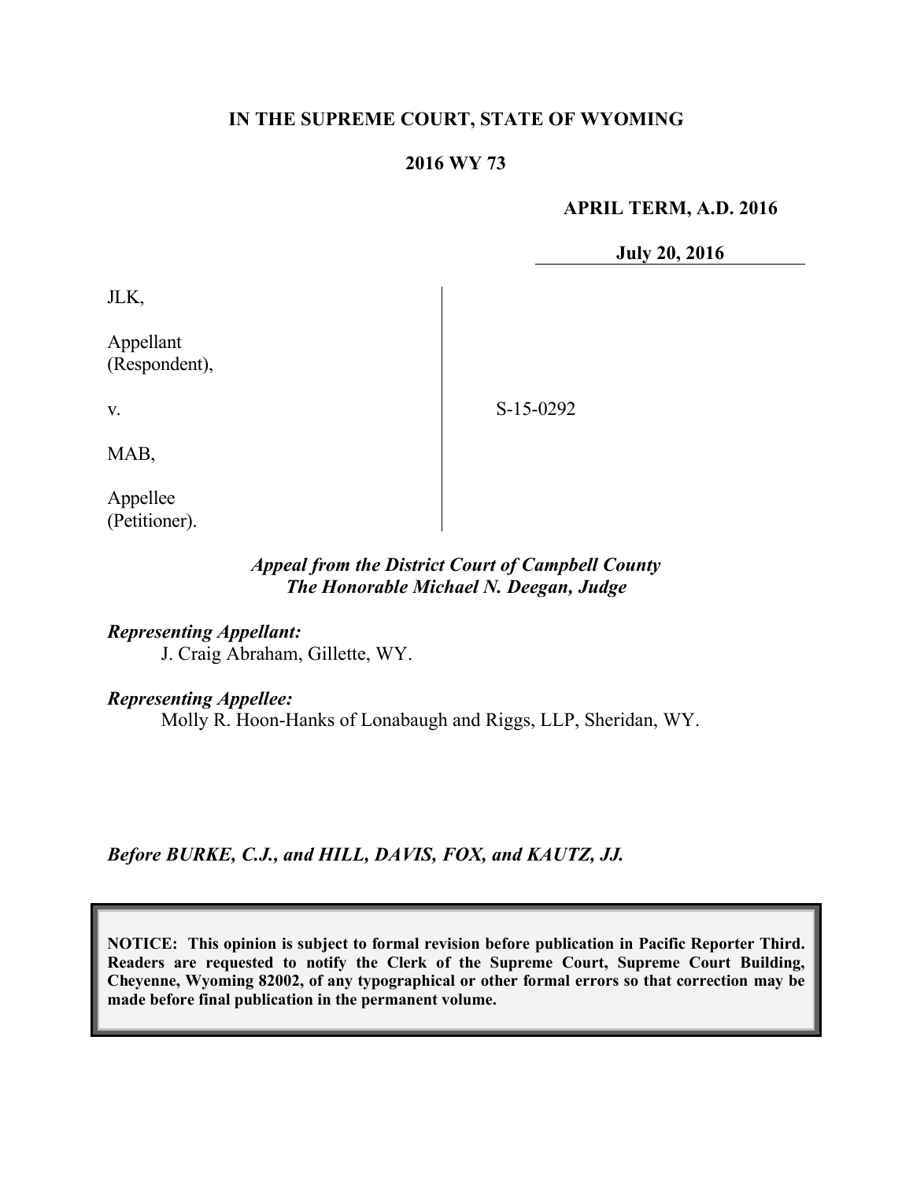**IN THE SUPREME COURT, STATE OF WYOMING**

**2016 WY 73**

**APRIL TERM, A.D. 2016**

**July 20, 2016**

| | |
|---|---|
| JLK,<br><br>Appellant<br>(Respondent),<br><br>v.<br><br>MAB,<br><br>Appellee<br>(Petitioner). | S-15-0292 |

***Appeal from the District Court of Campbell County***
***The Honorable Michael N. Deegan, Judge***

***Representing Appellant:***

J. Craig Abraham, Gillette, WY.

***Representing Appellee:***

Molly R. Hoon-Hanks of Lonabaugh and Riggs, LLP, Sheridan, WY.

***Before BURKE, C.J., and HILL, DAVIS, FOX, and KAUTZ, JJ.***

**NOTICE: This opinion is subject to formal revision before publication in Pacific Reporter Third. Readers are requested to notify the Clerk of the Supreme Court, Supreme Court Building, Cheyenne, Wyoming 82002, of any typographical or other formal errors so that correction may be made before final publication in the permanent volume.**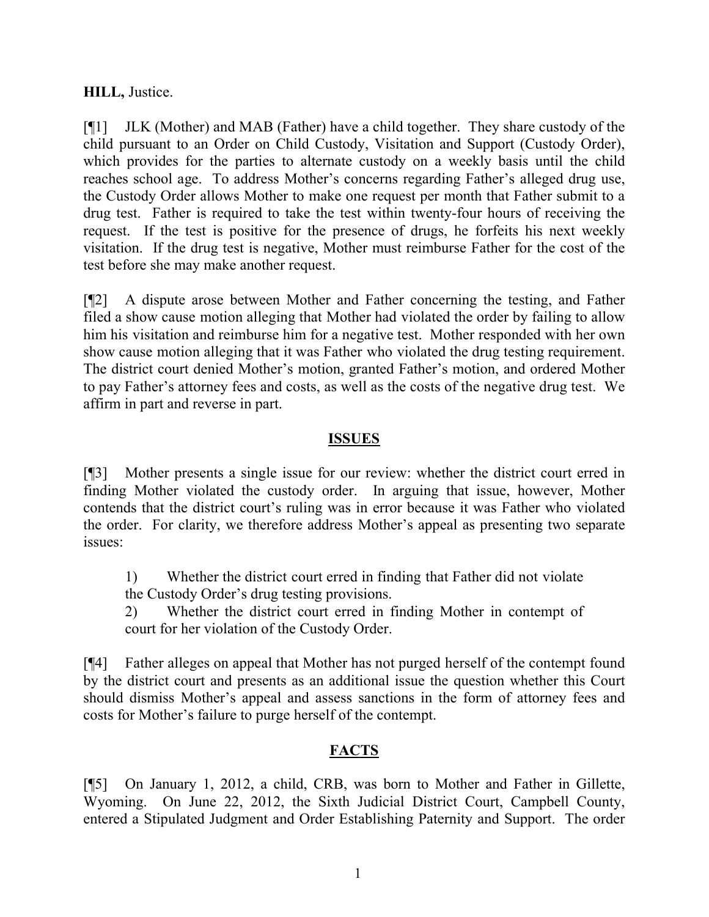**HILL,** Justice.

[¶1] JLK (Mother) and MAB (Father) have a child together. They share custody of the child pursuant to an Order on Child Custody, Visitation and Support (Custody Order), which provides for the parties to alternate custody on a weekly basis until the child reaches school age. To address Mother's concerns regarding Father's alleged drug use, the Custody Order allows Mother to make one request per month that Father submit to a drug test. Father is required to take the test within twenty-four hours of receiving the request. If the test is positive for the presence of drugs, he forfeits his next weekly visitation. If the drug test is negative, Mother must reimburse Father for the cost of the test before she may make another request.

[¶2] A dispute arose between Mother and Father concerning the testing, and Father filed a show cause motion alleging that Mother had violated the order by failing to allow him his visitation and reimburse him for a negative test. Mother responded with her own show cause motion alleging that it was Father who violated the drug testing requirement. The district court denied Mother's motion, granted Father's motion, and ordered Mother to pay Father's attorney fees and costs, as well as the costs of the negative drug test. We affirm in part and reverse in part.

## ISSUES

[¶3] Mother presents a single issue for our review: whether the district court erred in finding Mother violated the custody order. In arguing that issue, however, Mother contends that the district court's ruling was in error because it was Father who violated the order. For clarity, we therefore address Mother's appeal as presenting two separate issues:

> 1) Whether the district court erred in finding that Father did not violate the Custody Order's drug testing provisions.
>
> 2) Whether the district court erred in finding Mother in contempt of court for her violation of the Custody Order.

[¶4] Father alleges on appeal that Mother has not purged herself of the contempt found by the district court and presents as an additional issue the question whether this Court should dismiss Mother's appeal and assess sanctions in the form of attorney fees and costs for Mother's failure to purge herself of the contempt.

## FACTS

[¶5] On January 1, 2012, a child, CRB, was born to Mother and Father in Gillette, Wyoming. On June 22, 2012, the Sixth Judicial District Court, Campbell County, entered a Stipulated Judgment and Order Establishing Paternity and Support. The order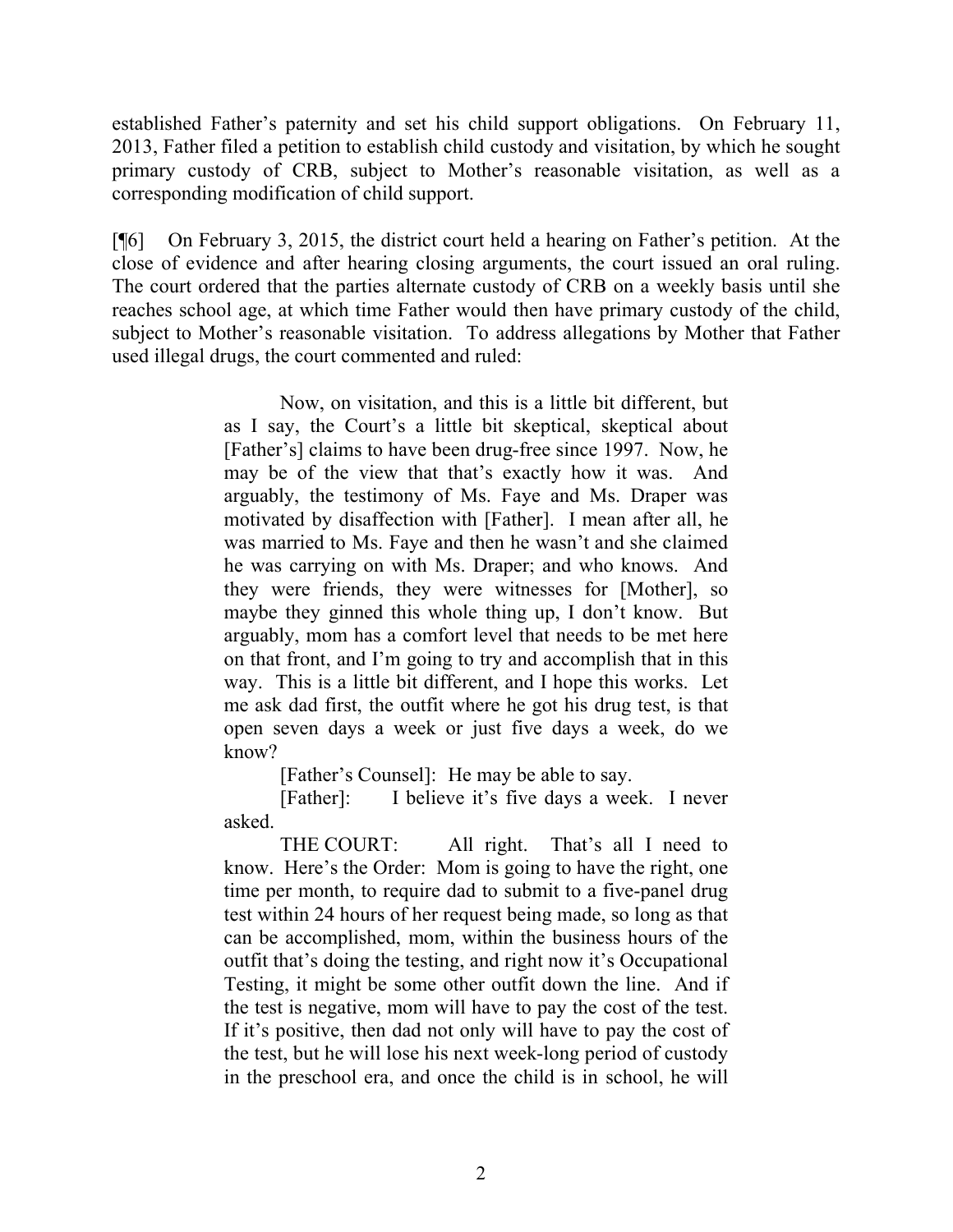established Father's paternity and set his child support obligations. On February 11, 2013, Father filed a petition to establish child custody and visitation, by which he sought primary custody of CRB, subject to Mother's reasonable visitation, as well as a corresponding modification of child support.

[¶6] On February 3, 2015, the district court held a hearing on Father's petition. At the close of evidence and after hearing closing arguments, the court issued an oral ruling. The court ordered that the parties alternate custody of CRB on a weekly basis until she reaches school age, at which time Father would then have primary custody of the child, subject to Mother's reasonable visitation. To address allegations by Mother that Father used illegal drugs, the court commented and ruled:

> Now, on visitation, and this is a little bit different, but as I say, the Court's a little bit skeptical, skeptical about [Father's] claims to have been drug-free since 1997. Now, he may be of the view that that's exactly how it was. And arguably, the testimony of Ms. Faye and Ms. Draper was motivated by disaffection with [Father]. I mean after all, he was married to Ms. Faye and then he wasn't and she claimed he was carrying on with Ms. Draper; and who knows. And they were friends, they were witnesses for [Mother], so maybe they ginned this whole thing up, I don't know. But arguably, mom has a comfort level that needs to be met here on that front, and I'm going to try and accomplish that in this way. This is a little bit different, and I hope this works. Let me ask dad first, the outfit where he got his drug test, is that open seven days a week or just five days a week, do we know?
>
> [Father's Counsel]: He may be able to say.
>
> [Father]: I believe it's five days a week. I never asked.
>
> THE COURT: All right. That's all I need to know. Here's the Order: Mom is going to have the right, one time per month, to require dad to submit to a five-panel drug test within 24 hours of her request being made, so long as that can be accomplished, mom, within the business hours of the outfit that's doing the testing, and right now it's Occupational Testing, it might be some other outfit down the line. And if the test is negative, mom will have to pay the cost of the test. If it's positive, then dad not only will have to pay the cost of the test, but he will lose his next week-long period of custody in the preschool era, and once the child is in school, he will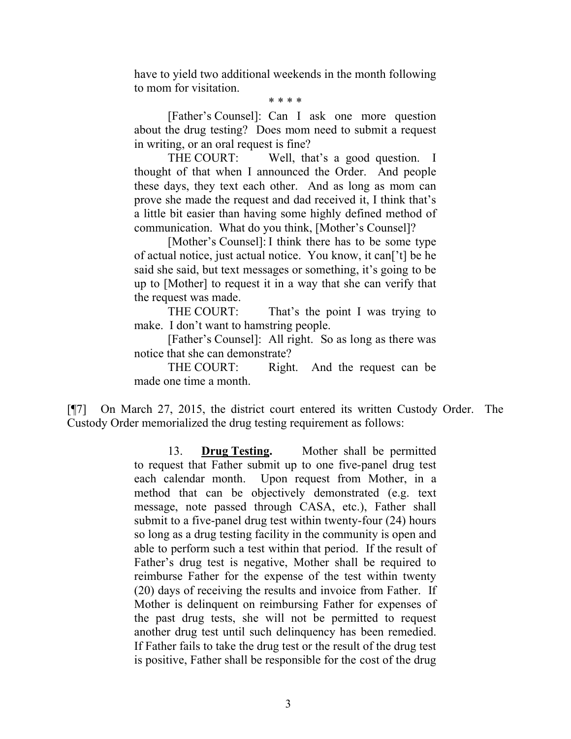have to yield two additional weekends in the month following to mom for visitation.

\* \* \* \*

[Father's Counsel]: Can I ask one more question about the drug testing? Does mom need to submit a request in writing, or an oral request is fine?

THE COURT: Well, that's a good question. I thought of that when I announced the Order. And people these days, they text each other. And as long as mom can prove she made the request and dad received it, I think that's a little bit easier than having some highly defined method of communication. What do you think, [Mother's Counsel]?

[Mother's Counsel]: I think there has to be some type of actual notice, just actual notice. You know, it can['t] be he said she said, but text messages or something, it's going to be up to [Mother] to request it in a way that she can verify that the request was made.

THE COURT: That's the point I was trying to make. I don't want to hamstring people.

[Father's Counsel]: All right. So as long as there was notice that she can demonstrate?

THE COURT: Right. And the request can be made one time a month.

[¶7] On March 27, 2015, the district court entered its written Custody Order. The Custody Order memorialized the drug testing requirement as follows:

> 13. **Drug Testing.** Mother shall be permitted to request that Father submit up to one five-panel drug test each calendar month. Upon request from Mother, in a method that can be objectively demonstrated (e.g. text message, note passed through CASA, etc.), Father shall submit to a five-panel drug test within twenty-four (24) hours so long as a drug testing facility in the community is open and able to perform such a test within that period. If the result of Father's drug test is negative, Mother shall be required to reimburse Father for the expense of the test within twenty (20) days of receiving the results and invoice from Father. If Mother is delinquent on reimbursing Father for expenses of the past drug tests, she will not be permitted to request another drug test until such delinquency has been remedied. If Father fails to take the drug test or the result of the drug test is positive, Father shall be responsible for the cost of the drug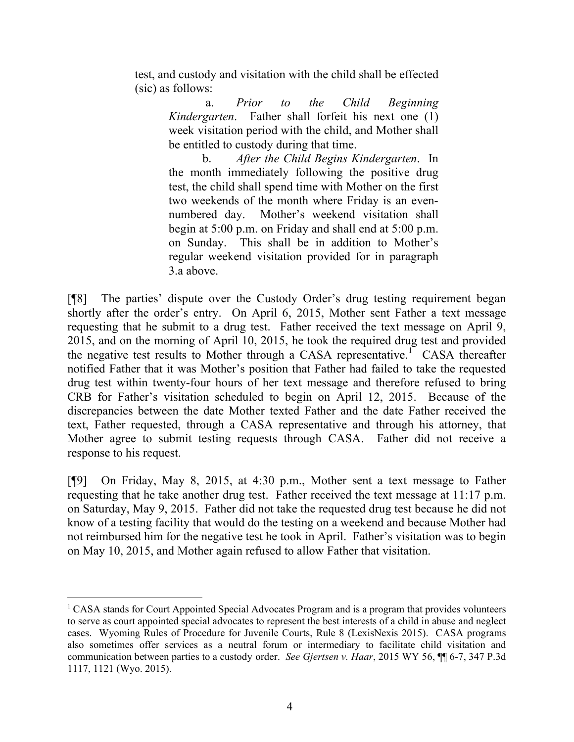> test, and custody and visitation with the child shall be effected (sic) as follows:
>
> > a. *Prior to the Child Beginning Kindergarten*. Father shall forfeit his next one (1) week visitation period with the child, and Mother shall be entitled to custody during that time.
> >
> > b. *After the Child Begins Kindergarten*. In the month immediately following the positive drug test, the child shall spend time with Mother on the first two weekends of the month where Friday is an even-numbered day. Mother's weekend visitation shall begin at 5:00 p.m. on Friday and shall end at 5:00 p.m. on Sunday. This shall be in addition to Mother's regular weekend visitation provided for in paragraph 3.a above.

[¶8] The parties' dispute over the Custody Order's drug testing requirement began shortly after the order's entry. On April 6, 2015, Mother sent Father a text message requesting that he submit to a drug test. Father received the text message on April 9, 2015, and on the morning of April 10, 2015, he took the required drug test and provided the negative test results to Mother through a CASA representative.[1] CASA thereafter notified Father that it was Mother's position that Father had failed to take the requested drug test within twenty-four hours of her text message and therefore refused to bring CRB for Father's visitation scheduled to begin on April 12, 2015. Because of the discrepancies between the date Mother texted Father and the date Father received the text, Father requested, through a CASA representative and through his attorney, that Mother agree to submit testing requests through CASA. Father did not receive a response to his request.

[¶9] On Friday, May 8, 2015, at 4:30 p.m., Mother sent a text message to Father requesting that he take another drug test. Father received the text message at 11:17 p.m. on Saturday, May 9, 2015. Father did not take the requested drug test because he did not know of a testing facility that would do the testing on a weekend and because Mother had not reimbursed him for the negative test he took in April. Father's visitation was to begin on May 10, 2015, and Mother again refused to allow Father that visitation.

---

[1] CASA stands for Court Appointed Special Advocates Program and is a program that provides volunteers to serve as court appointed special advocates to represent the best interests of a child in abuse and neglect cases. Wyoming Rules of Procedure for Juvenile Courts, Rule 8 (LexisNexis 2015). CASA programs also sometimes offer services as a neutral forum or intermediary to facilitate child visitation and communication between parties to a custody order. *See Gjertsen v. Haar*, 2015 WY 56, ¶¶ 6-7, 347 P.3d 1117, 1121 (Wyo. 2015).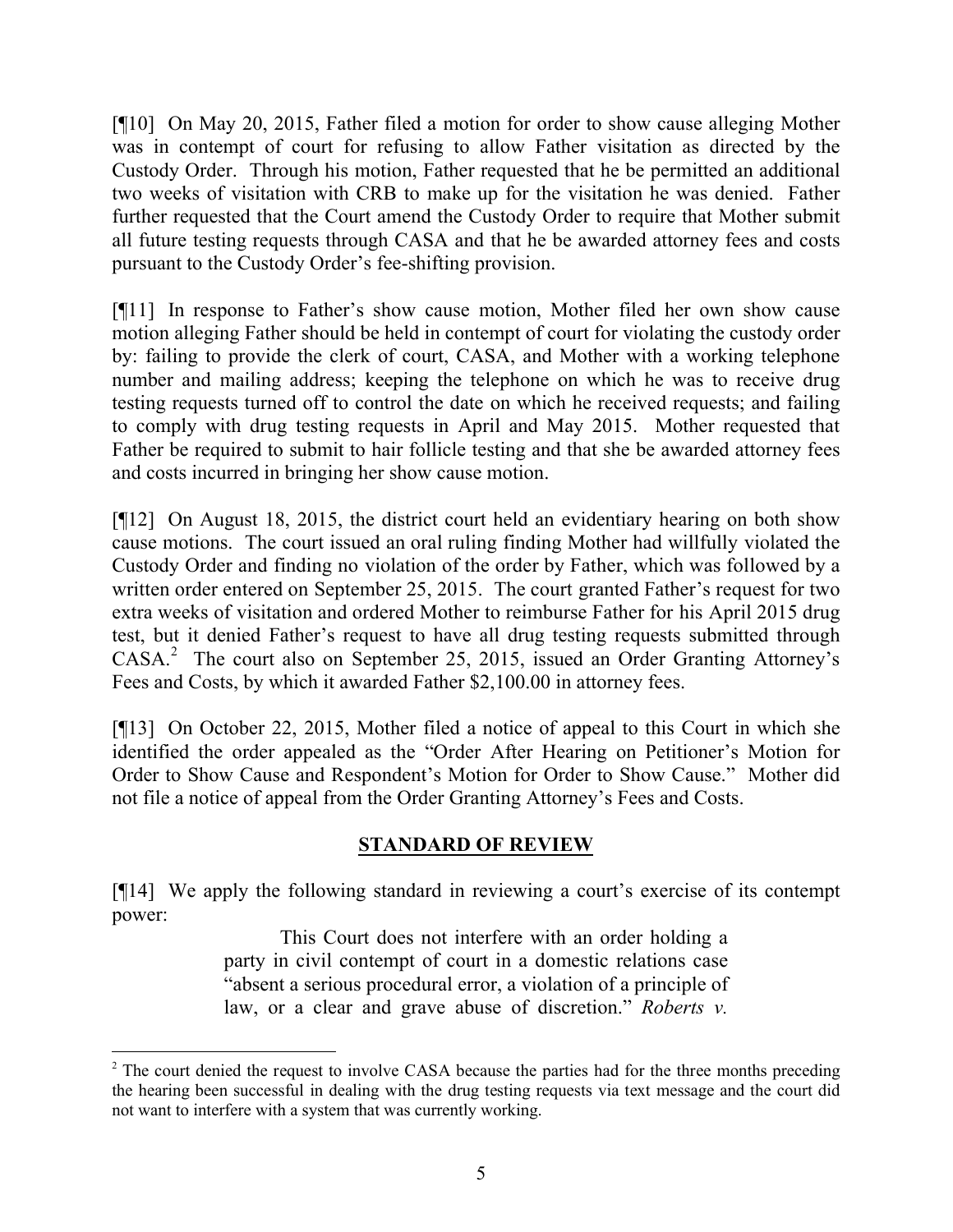[¶10] On May 20, 2015, Father filed a motion for order to show cause alleging Mother was in contempt of court for refusing to allow Father visitation as directed by the Custody Order. Through his motion, Father requested that he be permitted an additional two weeks of visitation with CRB to make up for the visitation he was denied. Father further requested that the Court amend the Custody Order to require that Mother submit all future testing requests through CASA and that he be awarded attorney fees and costs pursuant to the Custody Order's fee-shifting provision.

[¶11] In response to Father's show cause motion, Mother filed her own show cause motion alleging Father should be held in contempt of court for violating the custody order by: failing to provide the clerk of court, CASA, and Mother with a working telephone number and mailing address; keeping the telephone on which he was to receive drug testing requests turned off to control the date on which he received requests; and failing to comply with drug testing requests in April and May 2015. Mother requested that Father be required to submit to hair follicle testing and that she be awarded attorney fees and costs incurred in bringing her show cause motion.

[¶12] On August 18, 2015, the district court held an evidentiary hearing on both show cause motions. The court issued an oral ruling finding Mother had willfully violated the Custody Order and finding no violation of the order by Father, which was followed by a written order entered on September 25, 2015. The court granted Father's request for two extra weeks of visitation and ordered Mother to reimburse Father for his April 2015 drug test, but it denied Father's request to have all drug testing requests submitted through CASA.[2] The court also on September 25, 2015, issued an Order Granting Attorney's Fees and Costs, by which it awarded Father $2,100.00 in attorney fees.

[¶13] On October 22, 2015, Mother filed a notice of appeal to this Court in which she identified the order appealed as the "Order After Hearing on Petitioner's Motion for Order to Show Cause and Respondent's Motion for Order to Show Cause." Mother did not file a notice of appeal from the Order Granting Attorney's Fees and Costs.

## STANDARD OF REVIEW

[¶14] We apply the following standard in reviewing a court's exercise of its contempt power:

> This Court does not interfere with an order holding a party in civil contempt of court in a domestic relations case "absent a serious procedural error, a violation of a principle of law, or a clear and grave abuse of discretion." *Roberts v.*

---

[2] The court denied the request to involve CASA because the parties had for the three months preceding the hearing been successful in dealing with the drug testing requests via text message and the court did not want to interfere with a system that was currently working.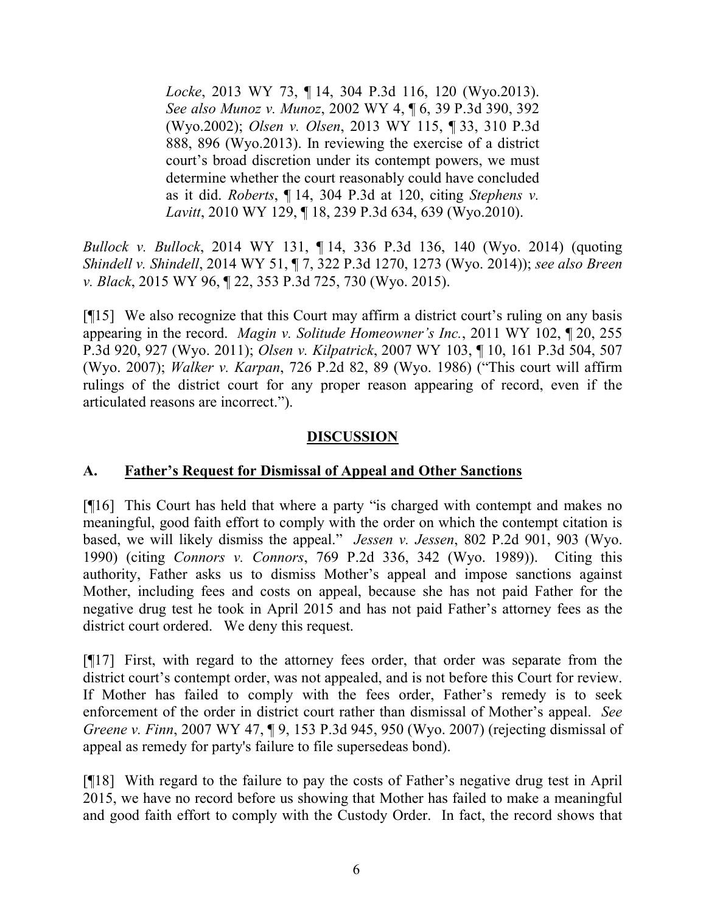> *Locke*, 2013 WY 73, ¶ 14, 304 P.3d 116, 120 (Wyo.2013). *See also Munoz v. Munoz*, 2002 WY 4, ¶ 6, 39 P.3d 390, 392 (Wyo.2002); *Olsen v. Olsen*, 2013 WY 115, ¶ 33, 310 P.3d 888, 896 (Wyo.2013). In reviewing the exercise of a district court's broad discretion under its contempt powers, we must determine whether the court reasonably could have concluded as it did. *Roberts*, ¶ 14, 304 P.3d at 120, citing *Stephens v. Lavitt*, 2010 WY 129, ¶ 18, 239 P.3d 634, 639 (Wyo.2010).

*Bullock v. Bullock*, 2014 WY 131, ¶ 14, 336 P.3d 136, 140 (Wyo. 2014) (quoting *Shindell v. Shindell*, 2014 WY 51, ¶ 7, 322 P.3d 1270, 1273 (Wyo. 2014)); *see also Breen v. Black*, 2015 WY 96, ¶ 22, 353 P.3d 725, 730 (Wyo. 2015).

[¶15] We also recognize that this Court may affirm a district court's ruling on any basis appearing in the record. *Magin v. Solitude Homeowner's Inc.*, 2011 WY 102, ¶ 20, 255 P.3d 920, 927 (Wyo. 2011); *Olsen v. Kilpatrick*, 2007 WY 103, ¶ 10, 161 P.3d 504, 507 (Wyo. 2007); *Walker v. Karpan*, 726 P.2d 82, 89 (Wyo. 1986) ("This court will affirm rulings of the district court for any proper reason appearing of record, even if the articulated reasons are incorrect.").

## DISCUSSION

### A. Father's Request for Dismissal of Appeal and Other Sanctions

[¶16] This Court has held that where a party "is charged with contempt and makes no meaningful, good faith effort to comply with the order on which the contempt citation is based, we will likely dismiss the appeal." *Jessen v. Jessen*, 802 P.2d 901, 903 (Wyo. 1990) (citing *Connors v. Connors*, 769 P.2d 336, 342 (Wyo. 1989)). Citing this authority, Father asks us to dismiss Mother's appeal and impose sanctions against Mother, including fees and costs on appeal, because she has not paid Father for the negative drug test he took in April 2015 and has not paid Father's attorney fees as the district court ordered. We deny this request.

[¶17] First, with regard to the attorney fees order, that order was separate from the district court's contempt order, was not appealed, and is not before this Court for review. If Mother has failed to comply with the fees order, Father's remedy is to seek enforcement of the order in district court rather than dismissal of Mother's appeal. *See Greene v. Finn*, 2007 WY 47, ¶ 9, 153 P.3d 945, 950 (Wyo. 2007) (rejecting dismissal of appeal as remedy for party's failure to file supersedeas bond).

[¶18] With regard to the failure to pay the costs of Father's negative drug test in April 2015, we have no record before us showing that Mother has failed to make a meaningful and good faith effort to comply with the Custody Order. In fact, the record shows that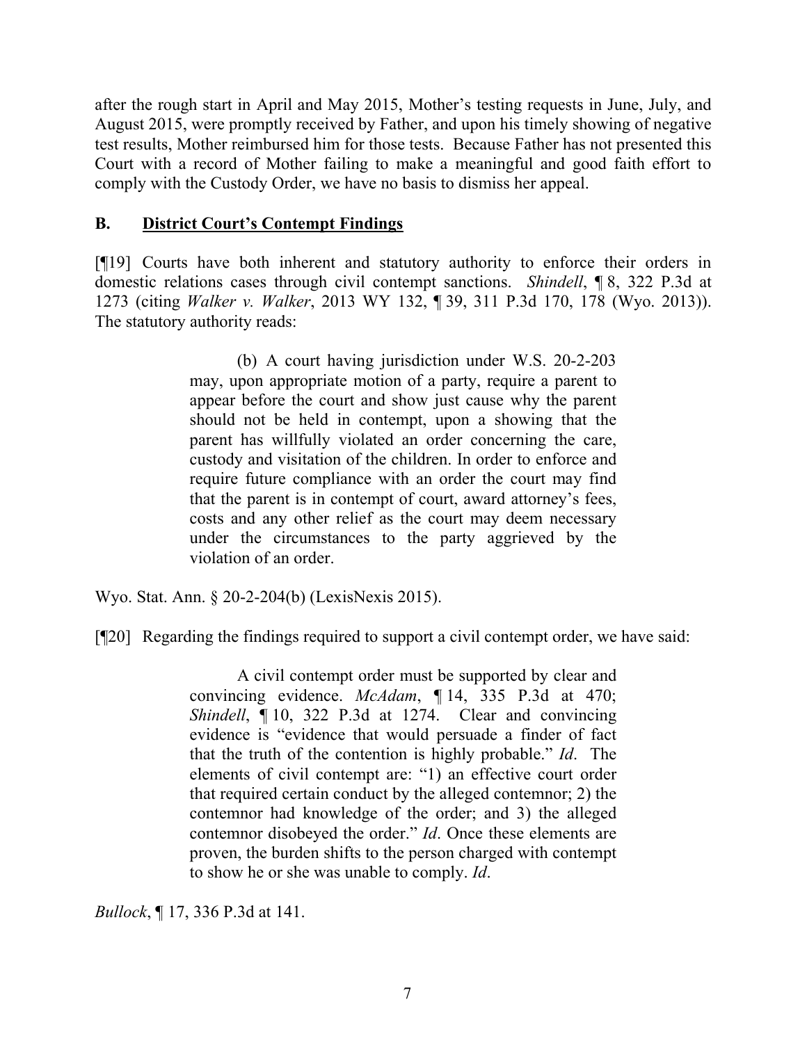after the rough start in April and May 2015, Mother's testing requests in June, July, and August 2015, were promptly received by Father, and upon his timely showing of negative test results, Mother reimbursed him for those tests. Because Father has not presented this Court with a record of Mother failing to make a meaningful and good faith effort to comply with the Custody Order, we have no basis to dismiss her appeal.

### B. District Court's Contempt Findings

[¶19] Courts have both inherent and statutory authority to enforce their orders in domestic relations cases through civil contempt sanctions. *Shindell*, ¶ 8, 322 P.3d at 1273 (citing *Walker v. Walker*, 2013 WY 132, ¶ 39, 311 P.3d 170, 178 (Wyo. 2013)). The statutory authority reads:

> (b) A court having jurisdiction under W.S. 20-2-203 may, upon appropriate motion of a party, require a parent to appear before the court and show just cause why the parent should not be held in contempt, upon a showing that the parent has willfully violated an order concerning the care, custody and visitation of the children. In order to enforce and require future compliance with an order the court may find that the parent is in contempt of court, award attorney's fees, costs and any other relief as the court may deem necessary under the circumstances to the party aggrieved by the violation of an order.

Wyo. Stat. Ann. § 20-2-204(b) (LexisNexis 2015).

[¶20] Regarding the findings required to support a civil contempt order, we have said:

> A civil contempt order must be supported by clear and convincing evidence. *McAdam*, ¶ 14, 335 P.3d at 470; *Shindell*, ¶ 10, 322 P.3d at 1274. Clear and convincing evidence is "evidence that would persuade a finder of fact that the truth of the contention is highly probable." *Id*. The elements of civil contempt are: "1) an effective court order that required certain conduct by the alleged contemnor; 2) the contemnor had knowledge of the order; and 3) the alleged contemnor disobeyed the order." *Id*. Once these elements are proven, the burden shifts to the person charged with contempt to show he or she was unable to comply. *Id*.

*Bullock*, ¶ 17, 336 P.3d at 141.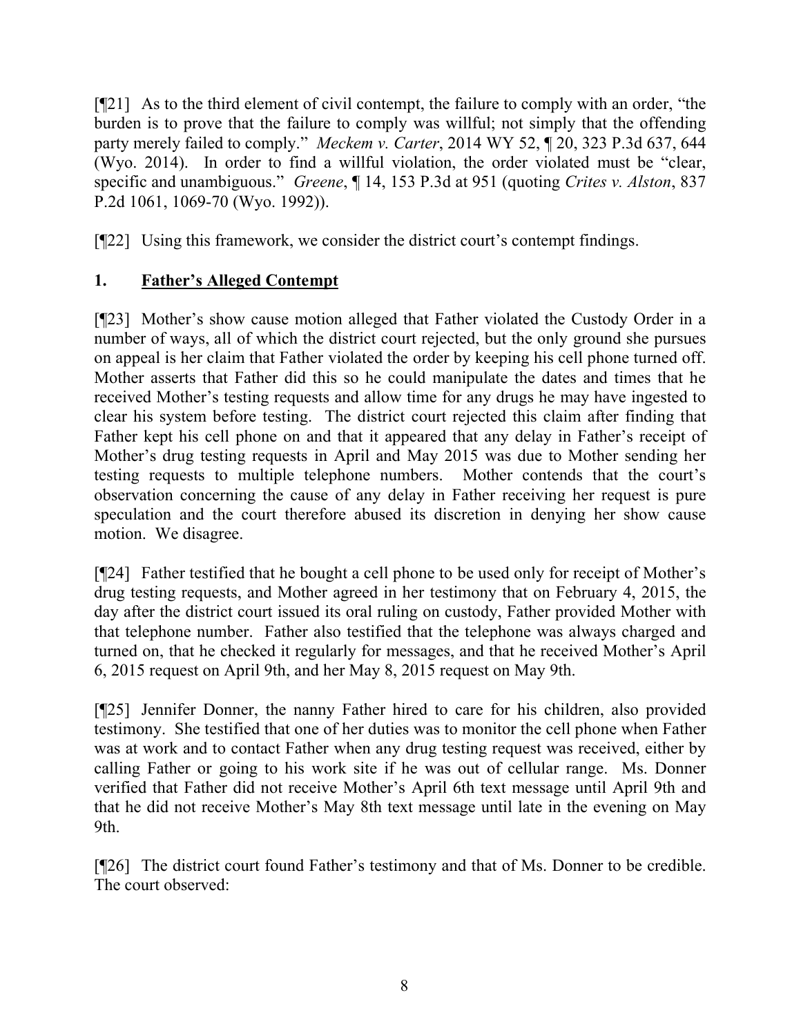[¶21] As to the third element of civil contempt, the failure to comply with an order, "the burden is to prove that the failure to comply was willful; not simply that the offending party merely failed to comply." *Meckem v. Carter*, 2014 WY 52, ¶ 20, 323 P.3d 637, 644 (Wyo. 2014). In order to find a willful violation, the order violated must be "clear, specific and unambiguous." *Greene*, ¶ 14, 153 P.3d at 951 (quoting *Crites v. Alston*, 837 P.2d 1061, 1069-70 (Wyo. 1992)).

[¶22] Using this framework, we consider the district court's contempt findings.

## 1. **Father's Alleged Contempt**

[¶23] Mother's show cause motion alleged that Father violated the Custody Order in a number of ways, all of which the district court rejected, but the only ground she pursues on appeal is her claim that Father violated the order by keeping his cell phone turned off. Mother asserts that Father did this so he could manipulate the dates and times that he received Mother's testing requests and allow time for any drugs he may have ingested to clear his system before testing. The district court rejected this claim after finding that Father kept his cell phone on and that it appeared that any delay in Father's receipt of Mother's drug testing requests in April and May 2015 was due to Mother sending her testing requests to multiple telephone numbers. Mother contends that the court's observation concerning the cause of any delay in Father receiving her request is pure speculation and the court therefore abused its discretion in denying her show cause motion. We disagree.

[¶24] Father testified that he bought a cell phone to be used only for receipt of Mother's drug testing requests, and Mother agreed in her testimony that on February 4, 2015, the day after the district court issued its oral ruling on custody, Father provided Mother with that telephone number. Father also testified that the telephone was always charged and turned on, that he checked it regularly for messages, and that he received Mother's April 6, 2015 request on April 9th, and her May 8, 2015 request on May 9th.

[¶25] Jennifer Donner, the nanny Father hired to care for his children, also provided testimony. She testified that one of her duties was to monitor the cell phone when Father was at work and to contact Father when any drug testing request was received, either by calling Father or going to his work site if he was out of cellular range. Ms. Donner verified that Father did not receive Mother's April 6th text message until April 9th and that he did not receive Mother's May 8th text message until late in the evening on May 9th.

[¶26] The district court found Father's testimony and that of Ms. Donner to be credible. The court observed: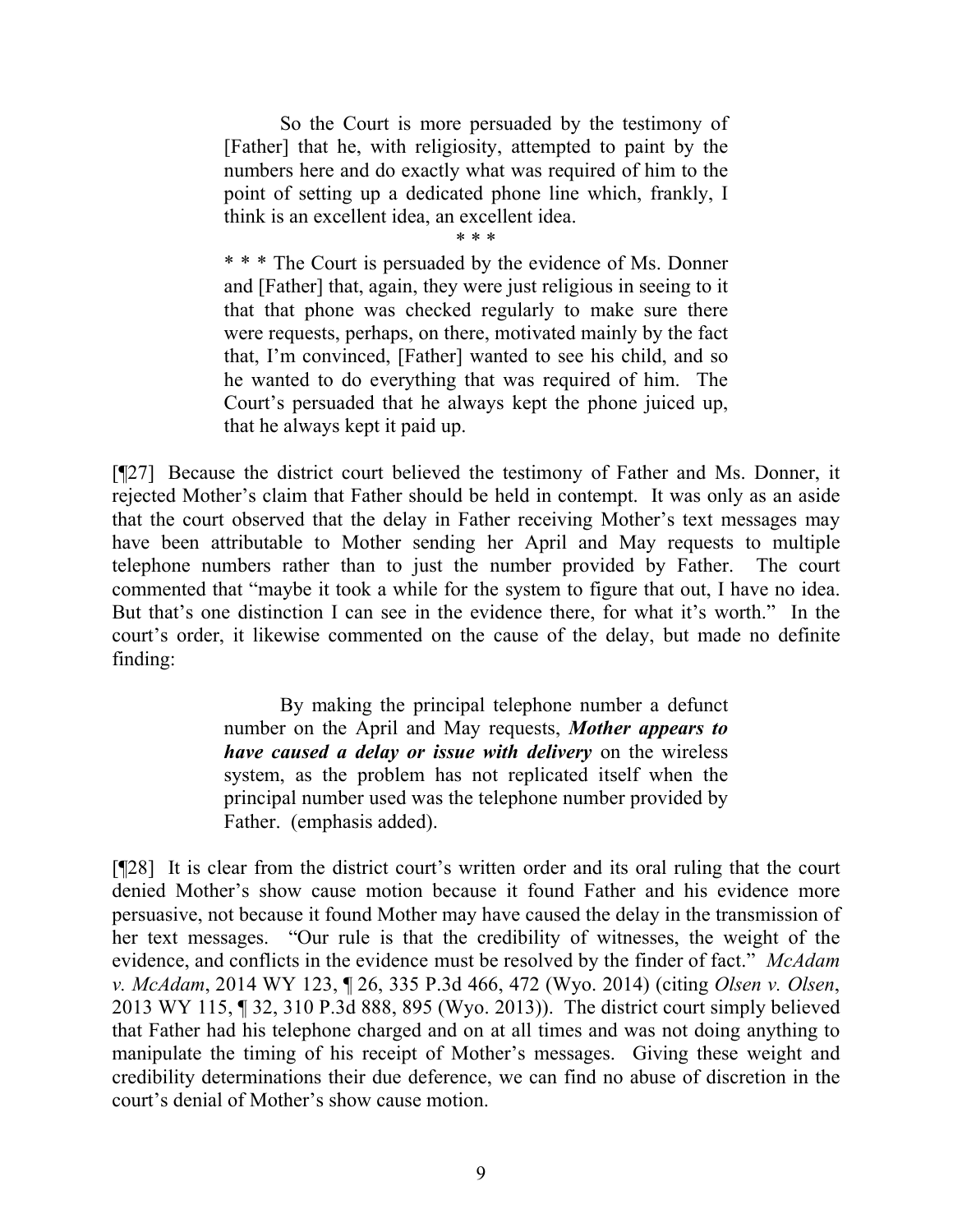> So the Court is more persuaded by the testimony of [Father] that he, with religiosity, attempted to paint by the numbers here and do exactly what was required of him to the point of setting up a dedicated phone line which, frankly, I think is an excellent idea, an excellent idea.
>
> \* \* \*
>
> \* \* \* The Court is persuaded by the evidence of Ms. Donner and [Father] that, again, they were just religious in seeing to it that that phone was checked regularly to make sure there were requests, perhaps, on there, motivated mainly by the fact that, I'm convinced, [Father] wanted to see his child, and so he wanted to do everything that was required of him. The Court's persuaded that he always kept the phone juiced up, that he always kept it paid up.

[¶27] Because the district court believed the testimony of Father and Ms. Donner, it rejected Mother's claim that Father should be held in contempt. It was only as an aside that the court observed that the delay in Father receiving Mother's text messages may have been attributable to Mother sending her April and May requests to multiple telephone numbers rather than to just the number provided by Father. The court commented that "maybe it took a while for the system to figure that out, I have no idea. But that's one distinction I can see in the evidence there, for what it's worth." In the court's order, it likewise commented on the cause of the delay, but made no definite finding:

> By making the principal telephone number a defunct number on the April and May requests, ***Mother appears to have caused a delay or issue with delivery*** on the wireless system, as the problem has not replicated itself when the principal number used was the telephone number provided by Father. (emphasis added).

[¶28] It is clear from the district court's written order and its oral ruling that the court denied Mother's show cause motion because it found Father and his evidence more persuasive, not because it found Mother may have caused the delay in the transmission of her text messages. "Our rule is that the credibility of witnesses, the weight of the evidence, and conflicts in the evidence must be resolved by the finder of fact." *McAdam v. McAdam*, 2014 WY 123, ¶ 26, 335 P.3d 466, 472 (Wyo. 2014) (citing *Olsen v. Olsen*, 2013 WY 115, ¶ 32, 310 P.3d 888, 895 (Wyo. 2013)). The district court simply believed that Father had his telephone charged and on at all times and was not doing anything to manipulate the timing of his receipt of Mother's messages. Giving these weight and credibility determinations their due deference, we can find no abuse of discretion in the court's denial of Mother's show cause motion.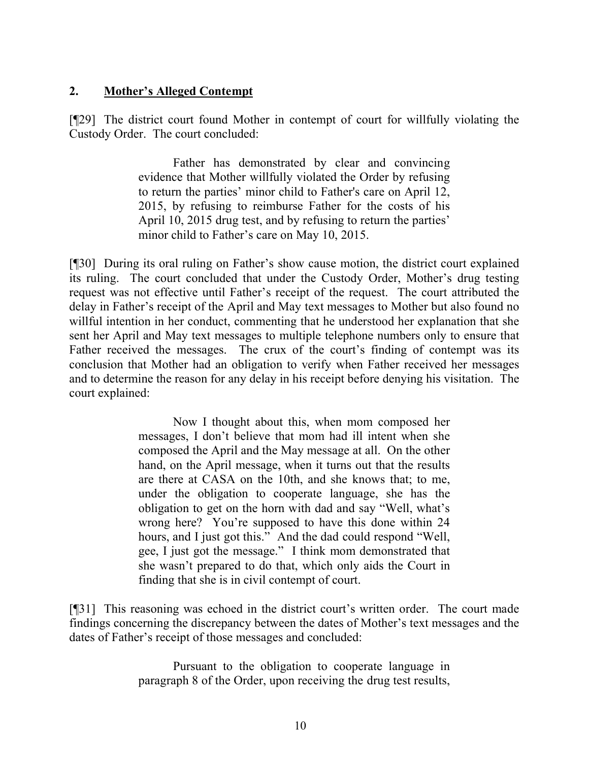## 2. **Mother's Alleged Contempt**

[¶29] The district court found Mother in contempt of court for willfully violating the Custody Order. The court concluded:

> Father has demonstrated by clear and convincing evidence that Mother willfully violated the Order by refusing to return the parties' minor child to Father's care on April 12, 2015, by refusing to reimburse Father for the costs of his April 10, 2015 drug test, and by refusing to return the parties' minor child to Father's care on May 10, 2015.

[¶30] During its oral ruling on Father's show cause motion, the district court explained its ruling. The court concluded that under the Custody Order, Mother's drug testing request was not effective until Father's receipt of the request. The court attributed the delay in Father's receipt of the April and May text messages to Mother but also found no willful intention in her conduct, commenting that he understood her explanation that she sent her April and May text messages to multiple telephone numbers only to ensure that Father received the messages. The crux of the court's finding of contempt was its conclusion that Mother had an obligation to verify when Father received her messages and to determine the reason for any delay in his receipt before denying his visitation. The court explained:

> Now I thought about this, when mom composed her messages, I don't believe that mom had ill intent when she composed the April and the May message at all. On the other hand, on the April message, when it turns out that the results are there at CASA on the 10th, and she knows that; to me, under the obligation to cooperate language, she has the obligation to get on the horn with dad and say "Well, what's wrong here? You're supposed to have this done within 24 hours, and I just got this." And the dad could respond "Well, gee, I just got the message." I think mom demonstrated that she wasn't prepared to do that, which only aids the Court in finding that she is in civil contempt of court.

[¶31] This reasoning was echoed in the district court's written order. The court made findings concerning the discrepancy between the dates of Mother's text messages and the dates of Father's receipt of those messages and concluded:

> Pursuant to the obligation to cooperate language in paragraph 8 of the Order, upon receiving the drug test results,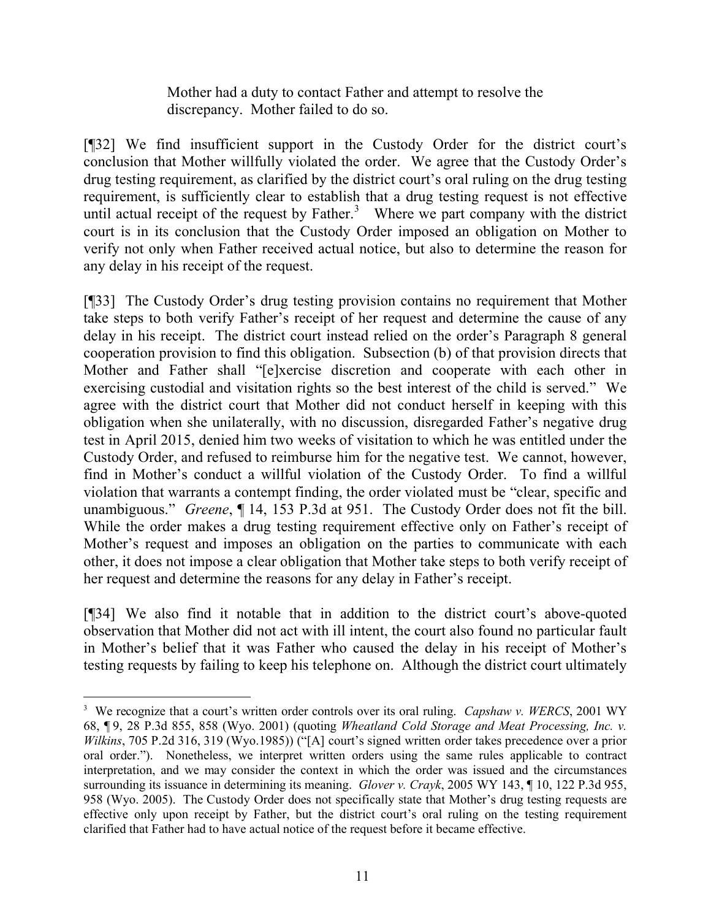> Mother had a duty to contact Father and attempt to resolve the discrepancy. Mother failed to do so.

[¶32] We find insufficient support in the Custody Order for the district court's conclusion that Mother willfully violated the order. We agree that the Custody Order's drug testing requirement, as clarified by the district court's oral ruling on the drug testing requirement, is sufficiently clear to establish that a drug testing request is not effective until actual receipt of the request by Father.[3] Where we part company with the district court is in its conclusion that the Custody Order imposed an obligation on Mother to verify not only when Father received actual notice, but also to determine the reason for any delay in his receipt of the request.

[¶33] The Custody Order's drug testing provision contains no requirement that Mother take steps to both verify Father's receipt of her request and determine the cause of any delay in his receipt. The district court instead relied on the order's Paragraph 8 general cooperation provision to find this obligation. Subsection (b) of that provision directs that Mother and Father shall "[e]xercise discretion and cooperate with each other in exercising custodial and visitation rights so the best interest of the child is served." We agree with the district court that Mother did not conduct herself in keeping with this obligation when she unilaterally, with no discussion, disregarded Father's negative drug test in April 2015, denied him two weeks of visitation to which he was entitled under the Custody Order, and refused to reimburse him for the negative test. We cannot, however, find in Mother's conduct a willful violation of the Custody Order. To find a willful violation that warrants a contempt finding, the order violated must be "clear, specific and unambiguous." *Greene*, ¶ 14, 153 P.3d at 951. The Custody Order does not fit the bill. While the order makes a drug testing requirement effective only on Father's receipt of Mother's request and imposes an obligation on the parties to communicate with each other, it does not impose a clear obligation that Mother take steps to both verify receipt of her request and determine the reasons for any delay in Father's receipt.

[¶34] We also find it notable that in addition to the district court's above-quoted observation that Mother did not act with ill intent, the court also found no particular fault in Mother's belief that it was Father who caused the delay in his receipt of Mother's testing requests by failing to keep his telephone on. Although the district court ultimately

---

[3] We recognize that a court's written order controls over its oral ruling. *Capshaw v. WERCS*, 2001 WY 68, ¶ 9, 28 P.3d 855, 858 (Wyo. 2001) (quoting *Wheatland Cold Storage and Meat Processing, Inc. v. Wilkins*, 705 P.2d 316, 319 (Wyo.1985)) ("[A] court's signed written order takes precedence over a prior oral order."). Nonetheless, we interpret written orders using the same rules applicable to contract interpretation, and we may consider the context in which the order was issued and the circumstances surrounding its issuance in determining its meaning. *Glover v. Crayk*, 2005 WY 143, ¶ 10, 122 P.3d 955, 958 (Wyo. 2005). The Custody Order does not specifically state that Mother's drug testing requests are effective only upon receipt by Father, but the district court's oral ruling on the testing requirement clarified that Father had to have actual notice of the request before it became effective.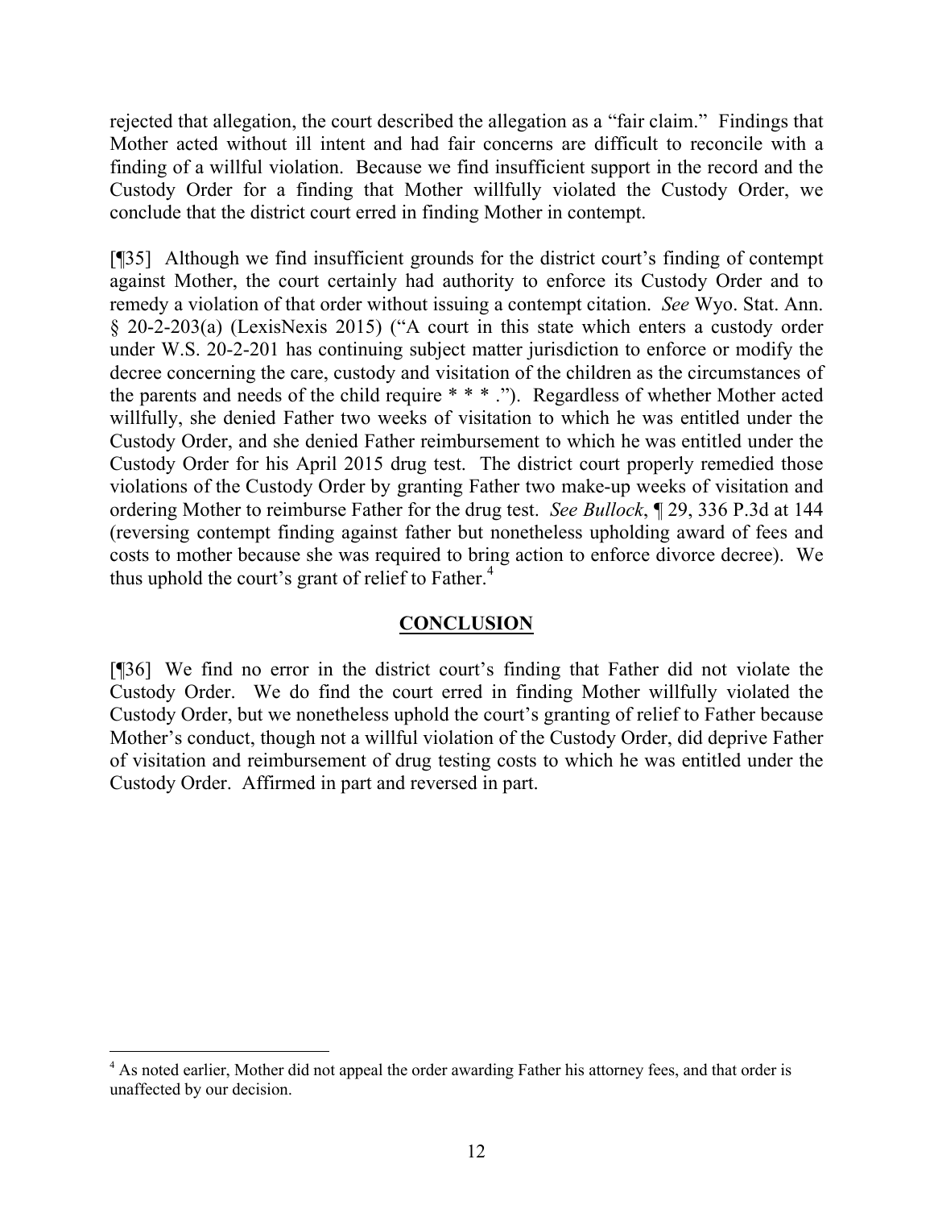rejected that allegation, the court described the allegation as a "fair claim." Findings that Mother acted without ill intent and had fair concerns are difficult to reconcile with a finding of a willful violation. Because we find insufficient support in the record and the Custody Order for a finding that Mother willfully violated the Custody Order, we conclude that the district court erred in finding Mother in contempt.

[¶35] Although we find insufficient grounds for the district court's finding of contempt against Mother, the court certainly had authority to enforce its Custody Order and to remedy a violation of that order without issuing a contempt citation. *See* Wyo. Stat. Ann. § 20-2-203(a) (LexisNexis 2015) ("A court in this state which enters a custody order under W.S. 20-2-201 has continuing subject matter jurisdiction to enforce or modify the decree concerning the care, custody and visitation of the children as the circumstances of the parents and needs of the child require * * * ."). Regardless of whether Mother acted willfully, she denied Father two weeks of visitation to which he was entitled under the Custody Order, and she denied Father reimbursement to which he was entitled under the Custody Order for his April 2015 drug test. The district court properly remedied those violations of the Custody Order by granting Father two make-up weeks of visitation and ordering Mother to reimburse Father for the drug test. *See Bullock*, ¶ 29, 336 P.3d at 144 (reversing contempt finding against father but nonetheless upholding award of fees and costs to mother because she was required to bring action to enforce divorce decree). We thus uphold the court's grant of relief to Father.[4]

## CONCLUSION

[¶36] We find no error in the district court's finding that Father did not violate the Custody Order. We do find the court erred in finding Mother willfully violated the Custody Order, but we nonetheless uphold the court's granting of relief to Father because Mother's conduct, though not a willful violation of the Custody Order, did deprive Father of visitation and reimbursement of drug testing costs to which he was entitled under the Custody Order. Affirmed in part and reversed in part.

---

[4] As noted earlier, Mother did not appeal the order awarding Father his attorney fees, and that order is unaffected by our decision.